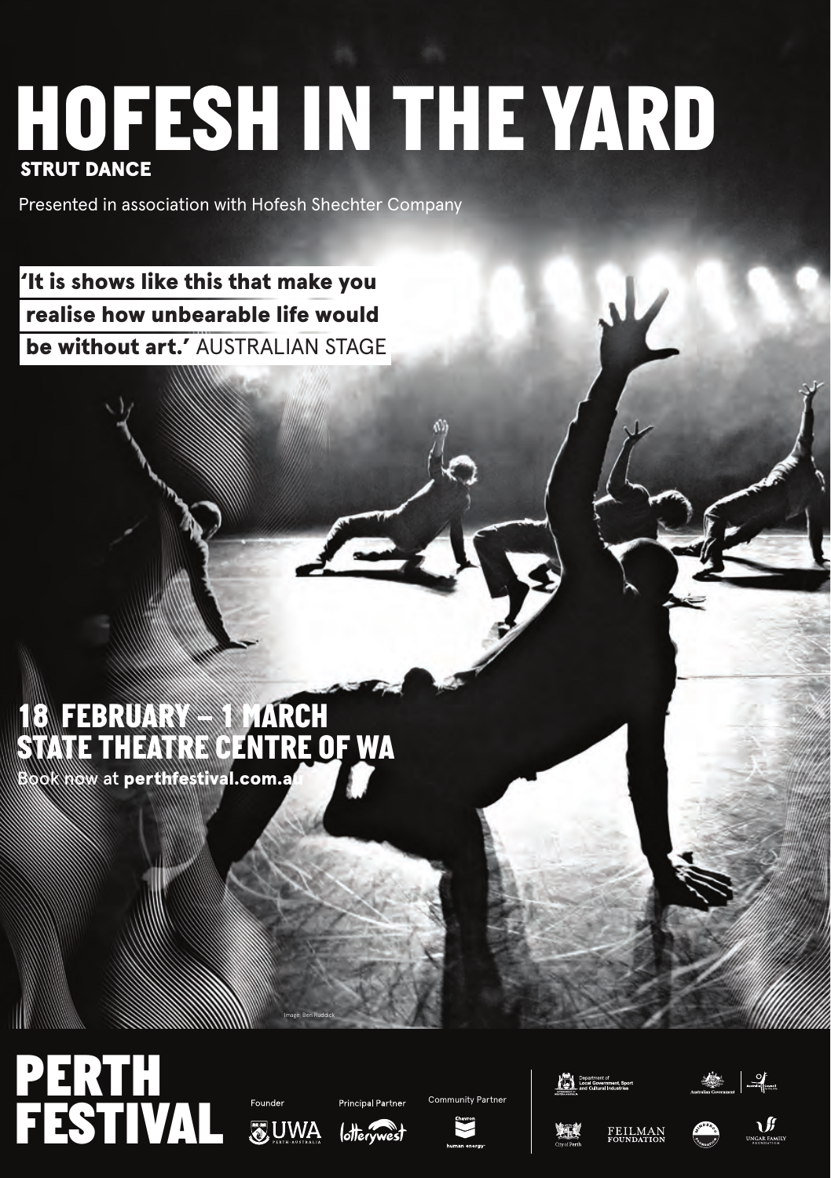# HOFESH IN THE YARD

**STRUT DANCE**

Presented in association with Hofesh Shechter Company

**'It is shows like this that make you realise how unbearable life would be without art.'** AUSTRALIAN STAGE

## 18 FEBRUARY – 1 MARCH
## STATE THEATRE CENTRE OF WA

Book now at **perthfestival.com.au**

Image: Ben Ruddick

# PERTH FESTIVAL

Founder UWA

Principal Partner Lotterywest

Community Partner Chevron

Department of Local Government, Sport and Cultural Industries

Australian Government

City of Perth

FEILMAN FOUNDATION

UNGAR FAMILY FOUNDATION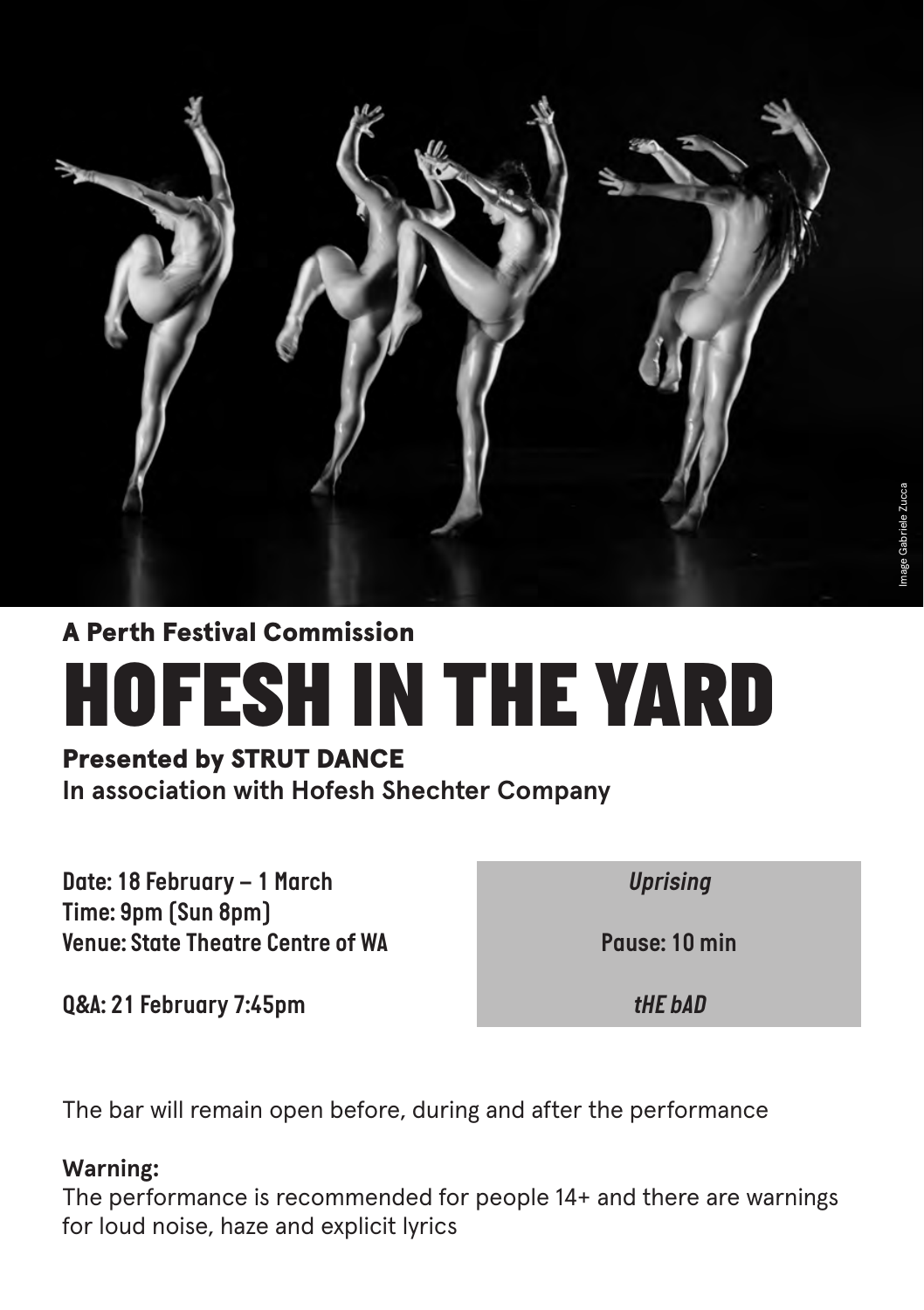Image Gabriele Zucca

**A Perth Festival Commission**

# HOFESH IN THE YARD

**Presented by STRUT DANCE**
**In association with Hofesh Shechter Company**

**Date: 18 February – 1 March**
**Time: 9pm (Sun 8pm)**
**Venue: State Theatre Centre of WA**

**Q&A: 21 February 7:45pm**

*Uprising*

**Pause: 10 min**

*tHE bAD*

The bar will remain open before, during and after the performance

**Warning:**
The performance is recommended for people 14+ and there are warnings for loud noise, haze and explicit lyrics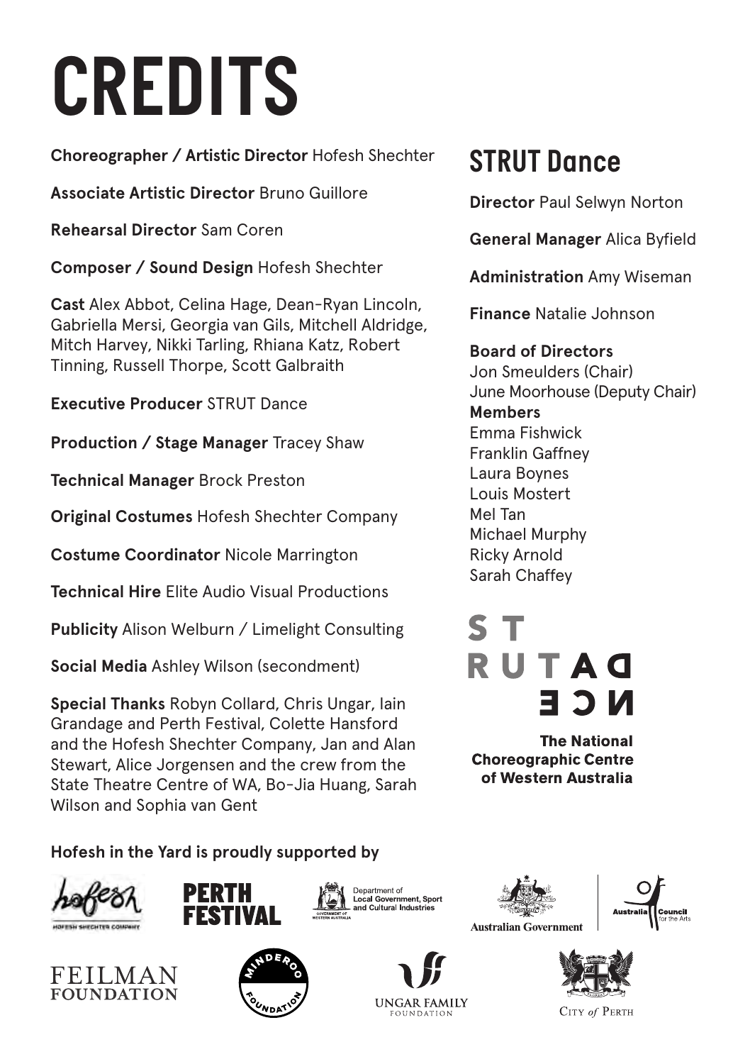# CREDITS

**Choreographer / Artistic Director** Hofesh Shechter

**Associate Artistic Director** Bruno Guillore

**Rehearsal Director** Sam Coren

**Composer / Sound Design** Hofesh Shechter

**Cast** Alex Abbot, Celina Hage, Dean-Ryan Lincoln, Gabriella Mersi, Georgia van Gils, Mitchell Aldridge, Mitch Harvey, Nikki Tarling, Rhiana Katz, Robert Tinning, Russell Thorpe, Scott Galbraith

**Executive Producer** STRUT Dance

**Production / Stage Manager** Tracey Shaw

**Technical Manager** Brock Preston

**Original Costumes** Hofesh Shechter Company

**Costume Coordinator** Nicole Marrington

**Technical Hire** Elite Audio Visual Productions

**Publicity** Alison Welburn / Limelight Consulting

**Social Media** Ashley Wilson (secondment)

**Special Thanks** Robyn Collard, Chris Ungar, Iain Grandage and Perth Festival, Colette Hansford and the Hofesh Shechter Company, Jan and Alan Stewart, Alice Jorgensen and the crew from the State Theatre Centre of WA, Bo-Jia Huang, Sarah Wilson and Sophia van Gent

## STRUT Dance

**Director** Paul Selwyn Norton

**General Manager** Alica Byfield

**Administration** Amy Wiseman

**Finance** Natalie Johnson

**Board of Directors**
Jon Smeulders (Chair)
June Moorhouse (Deputy Chair)
**Members**
Emma Fishwick
Franklin Gaffney
Laura Boynes
Louis Mostert
Mel Tan
Michael Murphy
Ricky Arnold
Sarah Chaffey

STRUT DANCE

**The National Choreographic Centre of Western Australia**

**Hofesh in the Yard is proudly supported by**

Hofesh Shechter Company · Perth Festival · Department of Local Government, Sport and Cultural Industries · Australian Government · Australia Council for the Arts · Feilman Foundation · Minderoo Foundation · Ungar Family Foundation · City of Perth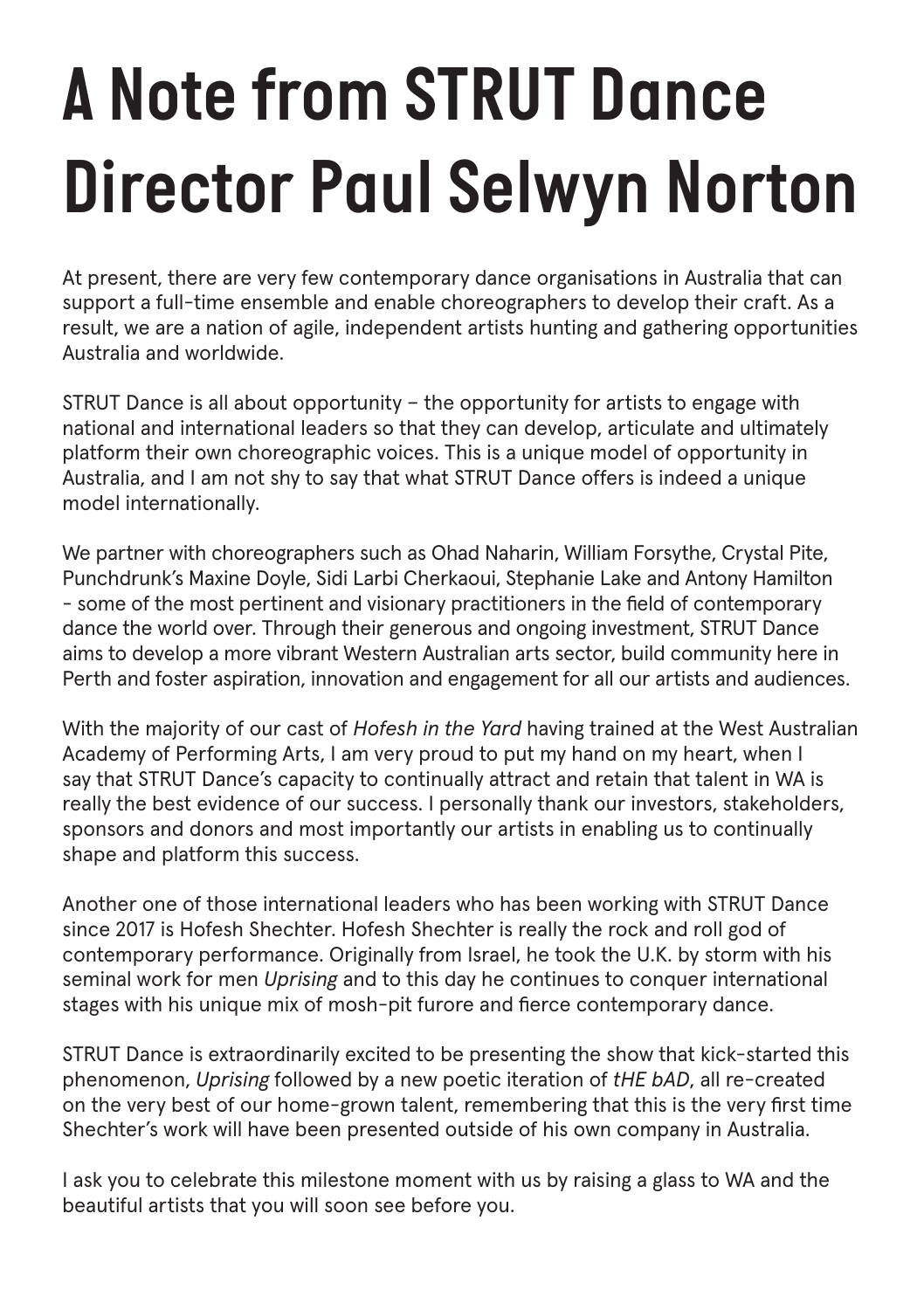# A Note from STRUT Dance Director Paul Selwyn Norton

At present, there are very few contemporary dance organisations in Australia that can support a full-time ensemble and enable choreographers to develop their craft. As a result, we are a nation of agile, independent artists hunting and gathering opportunities Australia and worldwide.

STRUT Dance is all about opportunity – the opportunity for artists to engage with national and international leaders so that they can develop, articulate and ultimately platform their own choreographic voices. This is a unique model of opportunity in Australia, and I am not shy to say that what STRUT Dance offers is indeed a unique model internationally.

We partner with choreographers such as Ohad Naharin, William Forsythe, Crystal Pite, Punchdrunk's Maxine Doyle, Sidi Larbi Cherkaoui, Stephanie Lake and Antony Hamilton - some of the most pertinent and visionary practitioners in the field of contemporary dance the world over. Through their generous and ongoing investment, STRUT Dance aims to develop a more vibrant Western Australian arts sector, build community here in Perth and foster aspiration, innovation and engagement for all our artists and audiences.

With the majority of our cast of *Hofesh in the Yard* having trained at the West Australian Academy of Performing Arts, I am very proud to put my hand on my heart, when I say that STRUT Dance's capacity to continually attract and retain that talent in WA is really the best evidence of our success. I personally thank our investors, stakeholders, sponsors and donors and most importantly our artists in enabling us to continually shape and platform this success.

Another one of those international leaders who has been working with STRUT Dance since 2017 is Hofesh Shechter. Hofesh Shechter is really the rock and roll god of contemporary performance. Originally from Israel, he took the U.K. by storm with his seminal work for men *Uprising* and to this day he continues to conquer international stages with his unique mix of mosh-pit furore and fierce contemporary dance.

STRUT Dance is extraordinarily excited to be presenting the show that kick-started this phenomenon, *Uprising* followed by a new poetic iteration of *tHE bAD*, all re-created on the very best of our home-grown talent, remembering that this is the very first time Shechter's work will have been presented outside of his own company in Australia.

I ask you to celebrate this milestone moment with us by raising a glass to WA and the beautiful artists that you will soon see before you.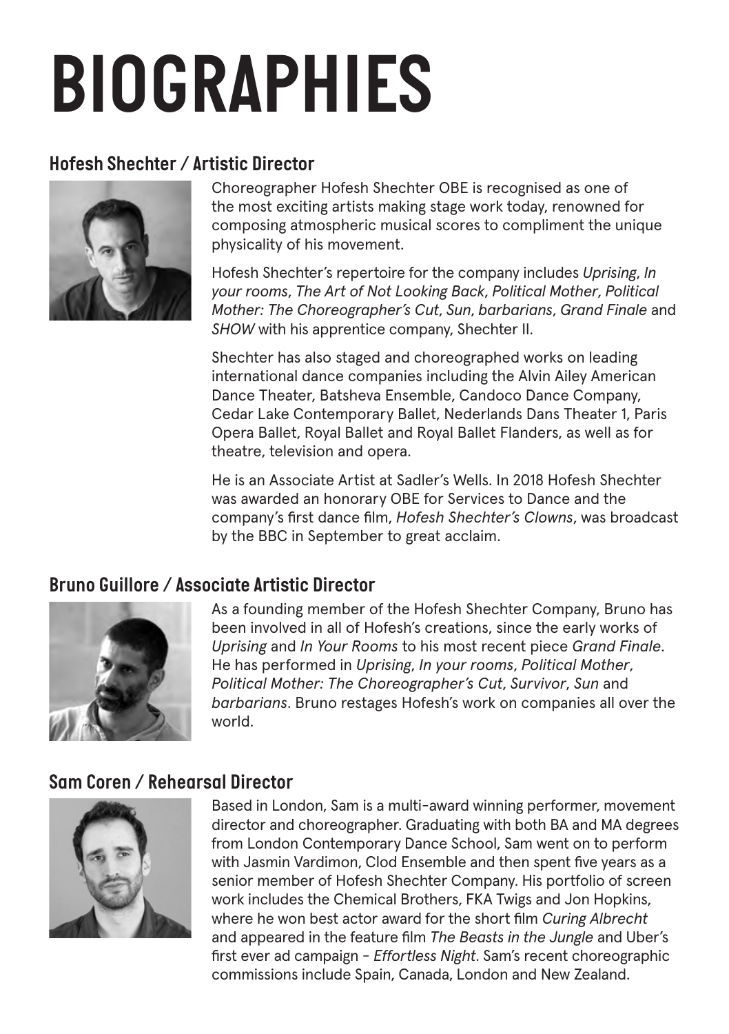# BIOGRAPHIES

## Hofesh Shechter / Artistic Director

Choreographer Hofesh Shechter OBE is recognised as one of the most exciting artists making stage work today, renowned for composing atmospheric musical scores to compliment the unique physicality of his movement.

Hofesh Shechter's repertoire for the company includes *Uprising*, *In your rooms*, *The Art of Not Looking Back*, *Political Mother*, *Political Mother: The Choreographer's Cut*, *Sun*, *barbarians*, *Grand Finale* and *SHOW* with his apprentice company, Shechter II.

Shechter has also staged and choreographed works on leading international dance companies including the Alvin Ailey American Dance Theater, Batsheva Ensemble, Candoco Dance Company, Cedar Lake Contemporary Ballet, Nederlands Dans Theater 1, Paris Opera Ballet, Royal Ballet and Royal Ballet Flanders, as well as for theatre, television and opera.

He is an Associate Artist at Sadler's Wells. In 2018 Hofesh Shechter was awarded an honorary OBE for Services to Dance and the company's first dance film, *Hofesh Shechter's Clowns*, was broadcast by the BBC in September to great acclaim.

## Bruno Guillore / Associate Artistic Director

As a founding member of the Hofesh Shechter Company, Bruno has been involved in all of Hofesh's creations, since the early works of *Uprising* and *In Your Rooms* to his most recent piece *Grand Finale*. He has performed in *Uprising*, *In your rooms*, *Political Mother*, *Political Mother: The Choreographer's Cut*, *Survivor*, *Sun* and *barbarians*. Bruno restages Hofesh's work on companies all over the world.

## Sam Coren / Rehearsal Director

Based in London, Sam is a multi-award winning performer, movement director and choreographer. Graduating with both BA and MA degrees from London Contemporary Dance School, Sam went on to perform with Jasmin Vardimon, Clod Ensemble and then spent five years as a senior member of Hofesh Shechter Company. His portfolio of screen work includes the Chemical Brothers, FKA Twigs and Jon Hopkins, where he won best actor award for the short film *Curing Albrecht* and appeared in the feature film *The Beasts in the Jungle* and Uber's first ever ad campaign - *Effortless Night*. Sam's recent choreographic commissions include Spain, Canada, London and New Zealand.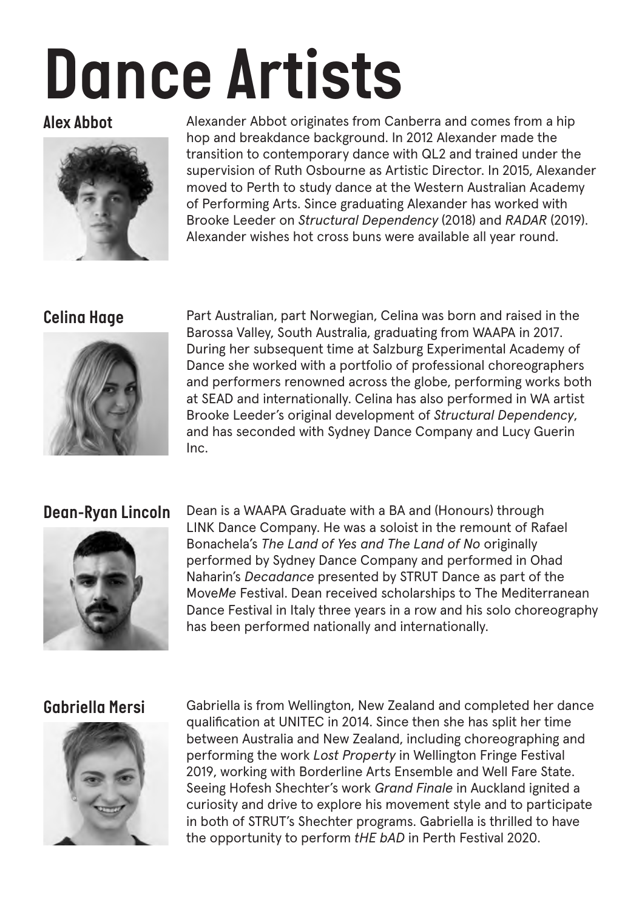# Dance Artists

## Alex Abbot

Alexander Abbot originates from Canberra and comes from a hip hop and breakdance background. In 2012 Alexander made the transition to contemporary dance with QL2 and trained under the supervision of Ruth Osbourne as Artistic Director. In 2015, Alexander moved to Perth to study dance at the Western Australian Academy of Performing Arts. Since graduating Alexander has worked with Brooke Leeder on *Structural Dependency* (2018) and *RADAR* (2019). Alexander wishes hot cross buns were available all year round.

## Celina Hage

Part Australian, part Norwegian, Celina was born and raised in the Barossa Valley, South Australia, graduating from WAAPA in 2017. During her subsequent time at Salzburg Experimental Academy of Dance she worked with a portfolio of professional choreographers and performers renowned across the globe, performing works both at SEAD and internationally. Celina has also performed in WA artist Brooke Leeder's original development of *Structural Dependency*, and has seconded with Sydney Dance Company and Lucy Guerin Inc.

## Dean-Ryan Lincoln

Dean is a WAAPA Graduate with a BA and (Honours) through LINK Dance Company. He was a soloist in the remount of Rafael Bonachela's *The Land of Yes and The Land of No* originally performed by Sydney Dance Company and performed in Ohad Naharin's *Decadance* presented by STRUT Dance as part of the Move*Me* Festival. Dean received scholarships to The Mediterranean Dance Festival in Italy three years in a row and his solo choreography has been performed nationally and internationally.

## Gabriella Mersi

Gabriella is from Wellington, New Zealand and completed her dance qualification at UNITEC in 2014. Since then she has split her time between Australia and New Zealand, including choreographing and performing the work *Lost Property* in Wellington Fringe Festival 2019, working with Borderline Arts Ensemble and Well Fare State. Seeing Hofesh Shechter's work *Grand Finale* in Auckland ignited a curiosity and drive to explore his movement style and to participate in both of STRUT's Shechter programs. Gabriella is thrilled to have the opportunity to perform *tHE bAD* in Perth Festival 2020.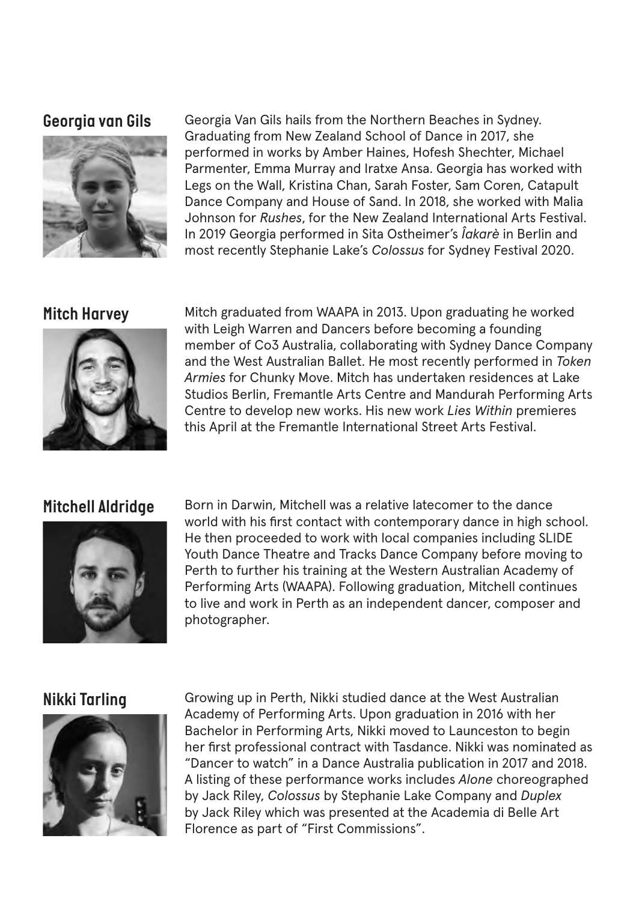## Georgia van Gils

Georgia Van Gils hails from the Northern Beaches in Sydney. Graduating from New Zealand School of Dance in 2017, she performed in works by Amber Haines, Hofesh Shechter, Michael Parmenter, Emma Murray and Iratxe Ansa. Georgia has worked with Legs on the Wall, Kristina Chan, Sarah Foster, Sam Coren, Catapult Dance Company and House of Sand. In 2018, she worked with Malia Johnson for *Rushes*, for the New Zealand International Arts Festival. In 2019 Georgia performed in Sita Ostheimer's *Îakarè* in Berlin and most recently Stephanie Lake's *Colossus* for Sydney Festival 2020.

## Mitch Harvey

Mitch graduated from WAAPA in 2013. Upon graduating he worked with Leigh Warren and Dancers before becoming a founding member of Co3 Australia, collaborating with Sydney Dance Company and the West Australian Ballet. He most recently performed in *Token Armies* for Chunky Move. Mitch has undertaken residences at Lake Studios Berlin, Fremantle Arts Centre and Mandurah Performing Arts Centre to develop new works. His new work *Lies Within* premieres this April at the Fremantle International Street Arts Festival.

## Mitchell Aldridge

Born in Darwin, Mitchell was a relative latecomer to the dance world with his first contact with contemporary dance in high school. He then proceeded to work with local companies including SLIDE Youth Dance Theatre and Tracks Dance Company before moving to Perth to further his training at the Western Australian Academy of Performing Arts (WAAPA). Following graduation, Mitchell continues to live and work in Perth as an independent dancer, composer and photographer.

## Nikki Tarling

Growing up in Perth, Nikki studied dance at the West Australian Academy of Performing Arts. Upon graduation in 2016 with her Bachelor in Performing Arts, Nikki moved to Launceston to begin her first professional contract with Tasdance. Nikki was nominated as "Dancer to watch" in a Dance Australia publication in 2017 and 2018. A listing of these performance works includes *Alone* choreographed by Jack Riley, *Colossus* by Stephanie Lake Company and *Duplex* by Jack Riley which was presented at the Academia di Belle Art Florence as part of "First Commissions".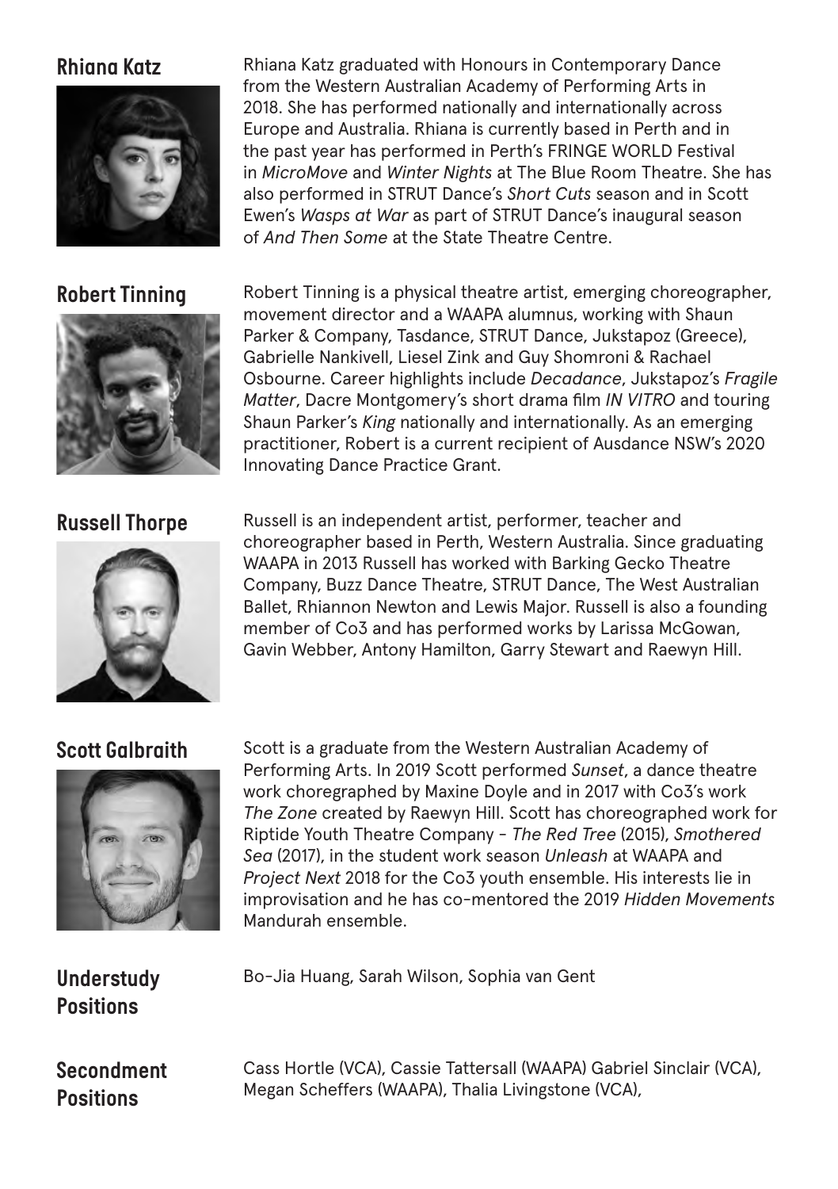## Rhiana Katz

Rhiana Katz graduated with Honours in Contemporary Dance from the Western Australian Academy of Performing Arts in 2018. She has performed nationally and internationally across Europe and Australia. Rhiana is currently based in Perth and in the past year has performed in Perth's FRINGE WORLD Festival in *MicroMove* and *Winter Nights* at The Blue Room Theatre. She has also performed in STRUT Dance's *Short Cuts* season and in Scott Ewen's *Wasps at War* as part of STRUT Dance's inaugural season of *And Then Some* at the State Theatre Centre.

## Robert Tinning

Robert Tinning is a physical theatre artist, emerging choreographer, movement director and a WAAPA alumnus, working with Shaun Parker & Company, Tasdance, STRUT Dance, Jukstapoz (Greece), Gabrielle Nankivell, Liesel Zink and Guy Shomroni & Rachael Osbourne. Career highlights include *Decadance*, Jukstapoz's *Fragile Matter*, Dacre Montgomery's short drama film *IN VITRO* and touring Shaun Parker's *King* nationally and internationally. As an emerging practitioner, Robert is a current recipient of Ausdance NSW's 2020 Innovating Dance Practice Grant.

## Russell Thorpe

Russell is an independent artist, performer, teacher and choreographer based in Perth, Western Australia. Since graduating WAAPA in 2013 Russell has worked with Barking Gecko Theatre Company, Buzz Dance Theatre, STRUT Dance, The West Australian Ballet, Rhiannon Newton and Lewis Major. Russell is also a founding member of Co3 and has performed works by Larissa McGowan, Gavin Webber, Antony Hamilton, Garry Stewart and Raewyn Hill.

## Scott Galbraith

Scott is a graduate from the Western Australian Academy of Performing Arts. In 2019 Scott performed *Sunset*, a dance theatre work choregraphed by Maxine Doyle and in 2017 with Co3's work *The Zone* created by Raewyn Hill. Scott has choreographed work for Riptide Youth Theatre Company - *The Red Tree* (2015), *Smothered Sea* (2017), in the student work season *Unleash* at WAAPA and *Project Next* 2018 for the Co3 youth ensemble. His interests lie in improvisation and he has co-mentored the 2019 *Hidden Movements* Mandurah ensemble.

## Understudy Positions

Bo-Jia Huang, Sarah Wilson, Sophia van Gent

## Secondment Positions

Cass Hortle (VCA), Cassie Tattersall (WAAPA) Gabriel Sinclair (VCA), Megan Scheffers (WAAPA), Thalia Livingstone (VCA),